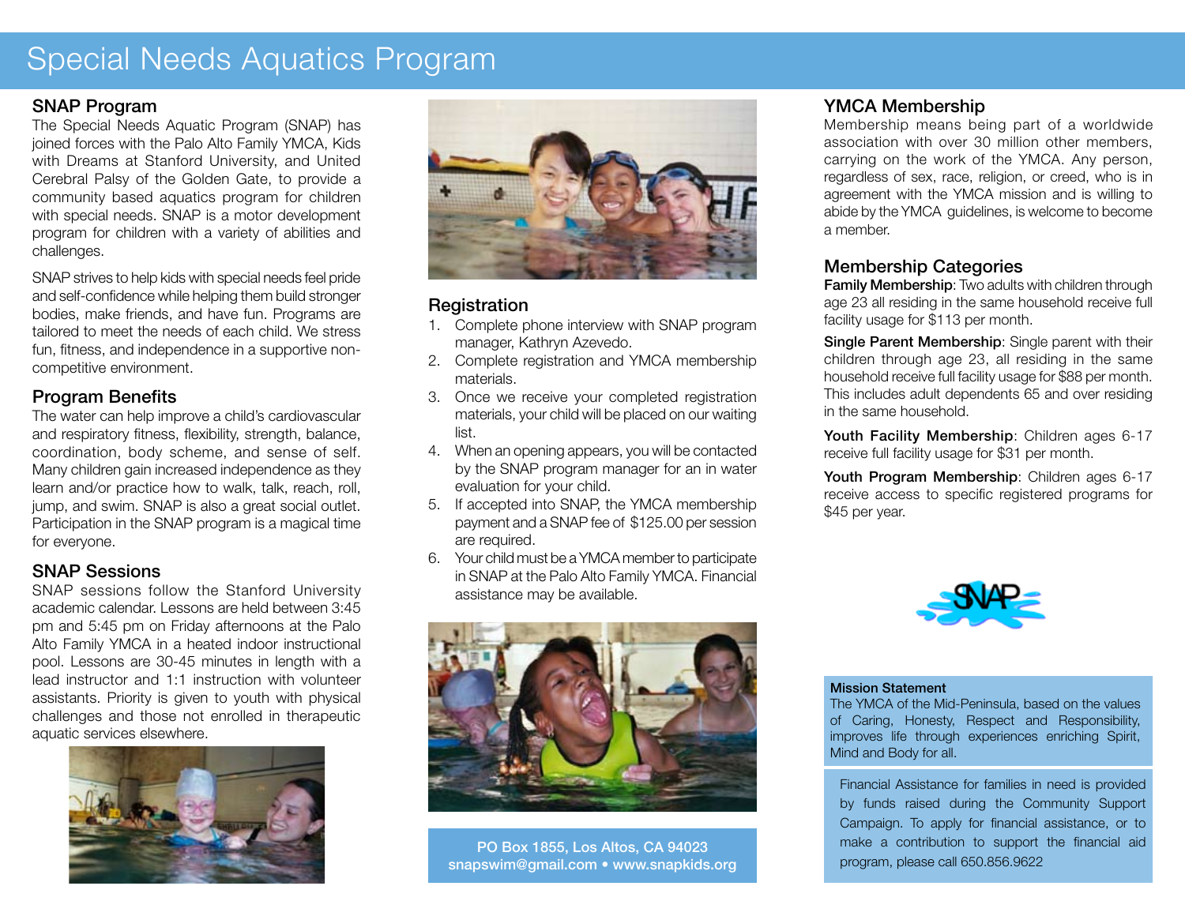# Special Needs Aquatics Program

## SNAP Program

The Special Needs Aquatic Program (SNAP) has joined forces with the Palo Alto Family YMCA, Kids with Dreams at Stanford University, and United Cerebral Palsy of the Golden Gate, to provide a community based aquatics program for children with special needs. SNAP is a motor development program for children with a variety of abilities and challenges.

SNAP strives to help kids with special needs feel pride and self-confidence while helping them build stronger bodies, make friends, and have fun. Programs are tailored to meet the needs of each child. We stress fun, fitness, and independence in a supportive non-competitive environment.

## Program Benefits

The water can help improve a child's cardiovascular and respiratory fitness, flexibility, strength, balance, coordination, body scheme, and sense of self. Many children gain increased independence as they learn and/or practice how to walk, talk, reach, roll, jump, and swim. SNAP is also a great social outlet. Participation in the SNAP program is a magical time for everyone.

## SNAP Sessions

SNAP sessions follow the Stanford University academic calendar. Lessons are held between 3:45 pm and 5:45 pm on Friday afternoons at the Palo Alto Family YMCA in a heated indoor instructional pool. Lessons are 30-45 minutes in length with a lead instructor and 1:1 instruction with volunteer assistants. Priority is given to youth with physical challenges and those not enrolled in therapeutic aquatic services elsewhere.

## Registration

1. Complete phone interview with SNAP program manager, Kathryn Azevedo.
2. Complete registration and YMCA membership materials.
3. Once we receive your completed registration materials, your child will be placed on our waiting list.
4. When an opening appears, you will be contacted by the SNAP program manager for an in water evaluation for your child.
5. If accepted into SNAP, the YMCA membership payment and a SNAP fee of $125.00 per session are required.
6. Your child must be a YMCA member to participate in SNAP at the Palo Alto Family YMCA. Financial assistance may be available.

PO Box 1855, Los Altos, CA 94023
snapswim@gmail.com • www.snapkids.org

## YMCA Membership

Membership means being part of a worldwide association with over 30 million other members, carrying on the work of the YMCA. Any person, regardless of sex, race, religion, or creed, who is in agreement with the YMCA mission and is willing to abide by the YMCA guidelines, is welcome to become a member.

## Membership Categories

**Family Membership**: Two adults with children through age 23 all residing in the same household receive full facility usage for $113 per month.

**Single Parent Membership**: Single parent with their children through age 23, all residing in the same household receive full facility usage for $88 per month. This includes adult dependents 65 and over residing in the same household.

**Youth Facility Membership**: Children ages 6-17 receive full facility usage for $31 per month.

**Youth Program Membership**: Children ages 6-17 receive access to specific registered programs for $45 per year.

**Mission Statement**

The YMCA of the Mid-Peninsula, based on the values of Caring, Honesty, Respect and Responsibility, improves life through experiences enriching Spirit, Mind and Body for all.

Financial Assistance for families in need is provided by funds raised during the Community Support Campaign. To apply for financial assistance, or to make a contribution to support the financial aid program, please call 650.856.9622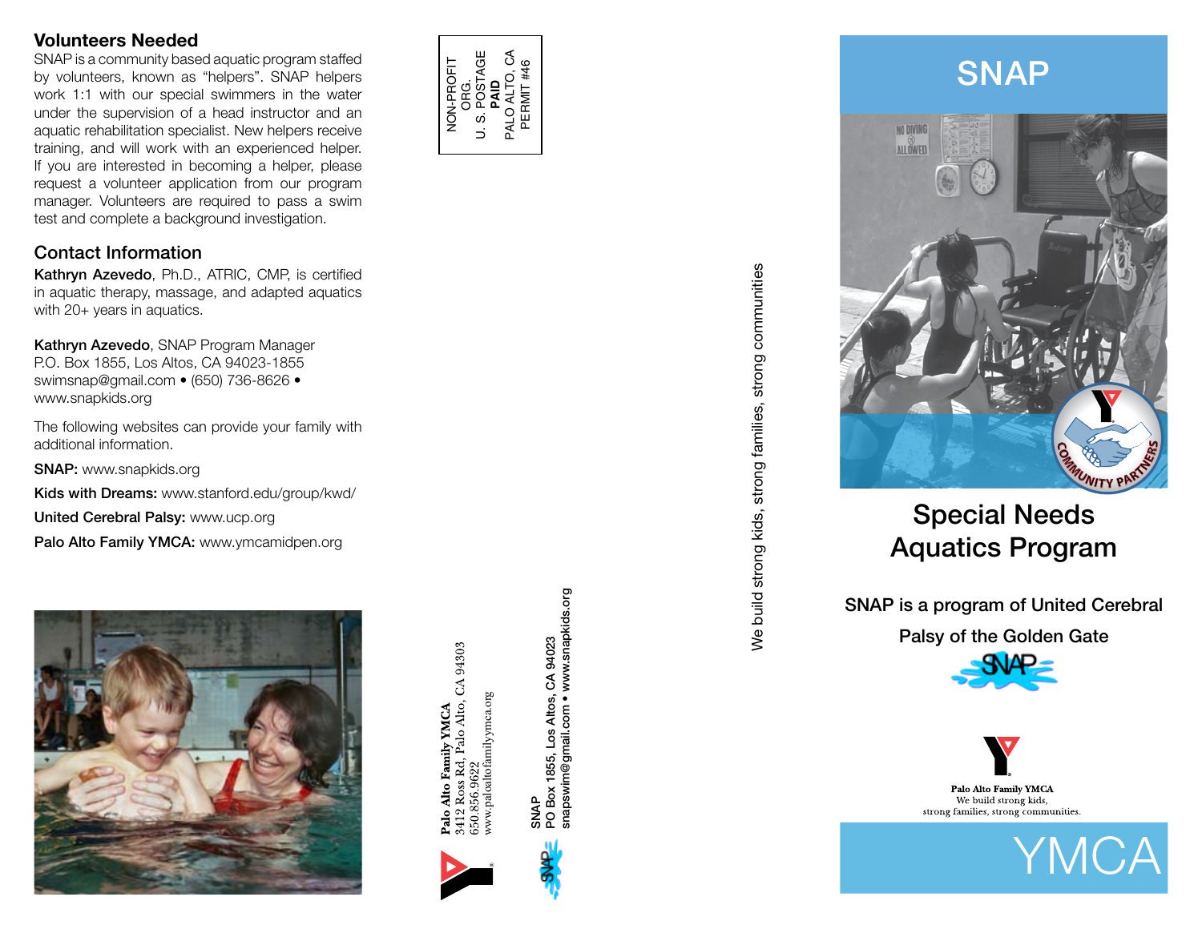## Volunteers Needed

SNAP is a community based aquatic program staffed by volunteers, known as "helpers". SNAP helpers work 1:1 with our special swimmers in the water under the supervision of a head instructor and an aquatic rehabilitation specialist. New helpers receive training, and will work with an experienced helper. If you are interested in becoming a helper, please request a volunteer application from our program manager. Volunteers are required to pass a swim test and complete a background investigation.

## Contact Information

**Kathryn Azevedo**, Ph.D., ATRIC, CMP, is certified in aquatic therapy, massage, and adapted aquatics with 20+ years in aquatics.

**Kathryn Azevedo**, SNAP Program Manager
P.O. Box 1855, Los Altos, CA 94023-1855
swimsnap@gmail.com • (650) 736-8626 •
www.snapkids.org

The following websites can provide your family with additional information.

**SNAP:** www.snapkids.org

**Kids with Dreams:** www.stanford.edu/group/kwd/

**United Cerebral Palsy:** www.ucp.org

**Palo Alto Family YMCA:** www.ymcamidpen.org

NON-PROFIT
ORG.
U. S. POSTAGE
**PAID**
PALO ALTO, CA
PERMIT #46

**Palo Alto Family YMCA**
3412 Ross Rd, Palo Alto, CA 94303
650.856.9622
www.paloaltofamilyymca.org

SNAP
PO Box 1855, Los Altos, CA 94023
snapswim@gmail.com • www.snapkids.org

We build strong kids, strong families, strong communities

# SNAP

COMMUNITY PARTNERS

## Special Needs Aquatics Program

SNAP is a program of United Cerebral Palsy of the Golden Gate

**Palo Alto Family YMCA**
We build strong kids,
strong families, strong communities.

YMCA